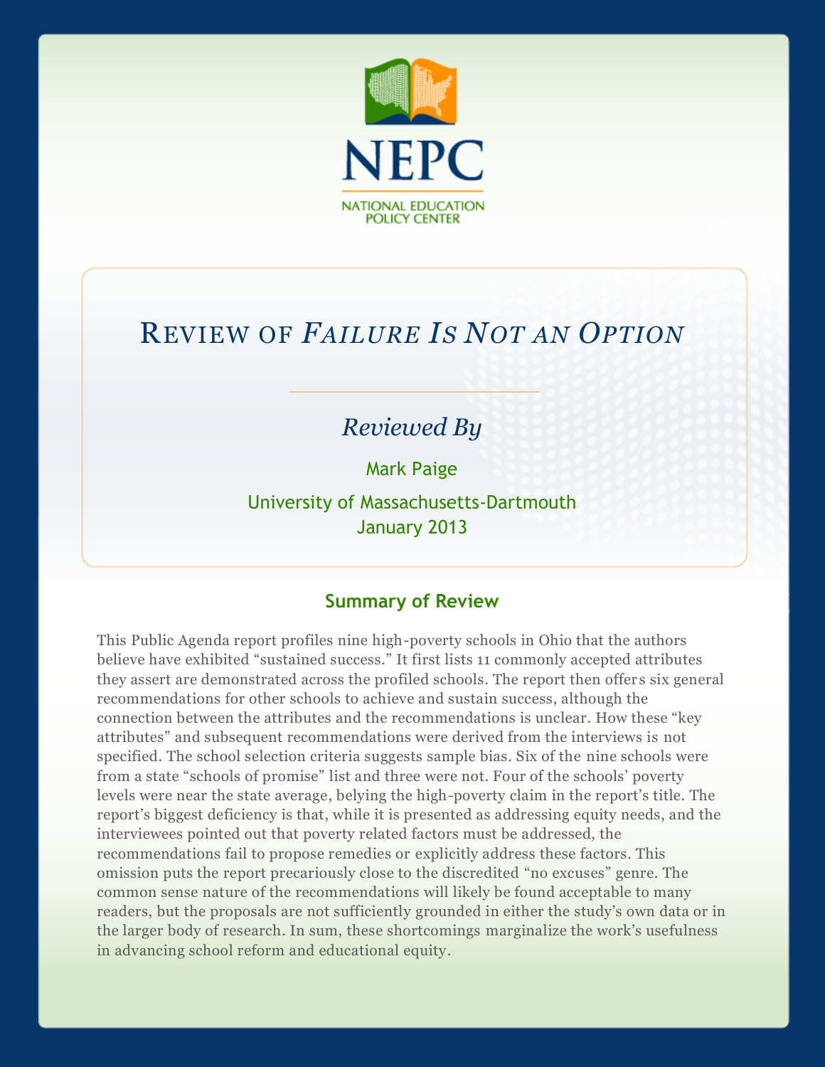NEPC

NATIONAL EDUCATION POLICY CENTER

# Review of *Failure Is Not an Option*

*Reviewed By*

Mark Paige

University of Massachusetts-Dartmouth

January 2013

## Summary of Review

This Public Agenda report profiles nine high-poverty schools in Ohio that the authors believe have exhibited "sustained success." It first lists 11 commonly accepted attributes they assert are demonstrated across the profiled schools. The report then offers six general recommendations for other schools to achieve and sustain success, although the connection between the attributes and the recommendations is unclear. How these "key attributes" and subsequent recommendations were derived from the interviews is not specified. The school selection criteria suggests sample bias. Six of the nine schools were from a state "schools of promise" list and three were not. Four of the schools' poverty levels were near the state average, belying the high-poverty claim in the report's title. The report's biggest deficiency is that, while it is presented as addressing equity needs, and the interviewees pointed out that poverty related factors must be addressed, the recommendations fail to propose remedies or explicitly address these factors. This omission puts the report precariously close to the discredited "no excuses" genre. The common sense nature of the recommendations will likely be found acceptable to many readers, but the proposals are not sufficiently grounded in either the study's own data or in the larger body of research. In sum, these shortcomings marginalize the work's usefulness in advancing school reform and educational equity.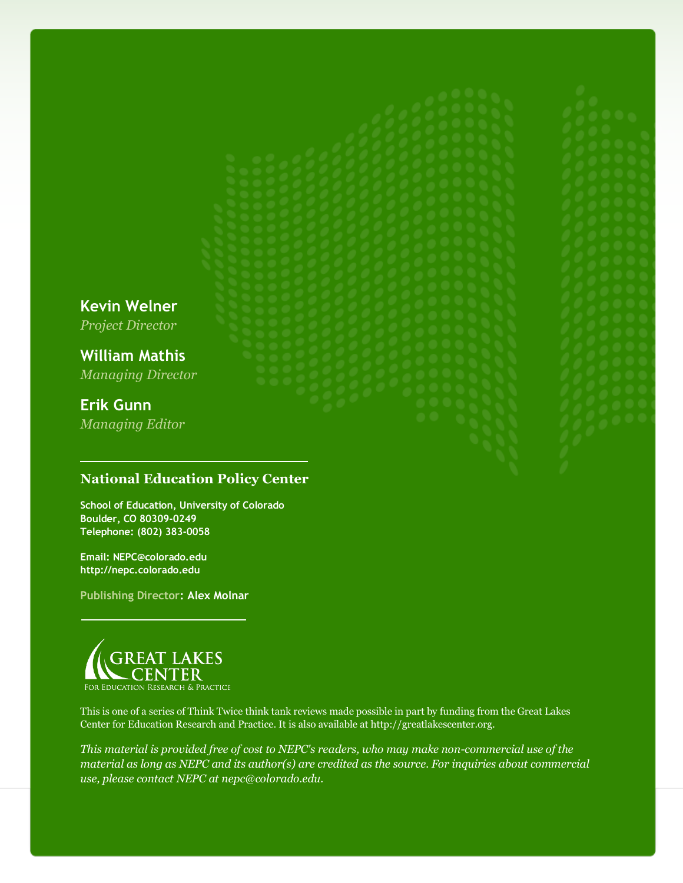**Kevin Welner**
*Project Director*

**William Mathis**
*Managing Director*

**Erik Gunn**
*Managing Editor*

## National Education Policy Center

**School of Education, University of Colorado**
**Boulder, CO 80309-0249**
**Telephone: (802) 383-0058**

**Email: NEPC@colorado.edu**
**http://nepc.colorado.edu**

Publishing Director: **Alex Molnar**

GREAT LAKES CENTER
FOR EDUCATION RESEARCH & PRACTICE

This is one of a series of Think Twice think tank reviews made possible in part by funding from the Great Lakes Center for Education Research and Practice. It is also available at http://greatlakescenter.org.

*This material is provided free of cost to NEPC's readers, who may make non-commercial use of the material as long as NEPC and its author(s) are credited as the source. For inquiries about commercial use, please contact NEPC at nepc@colorado.edu.*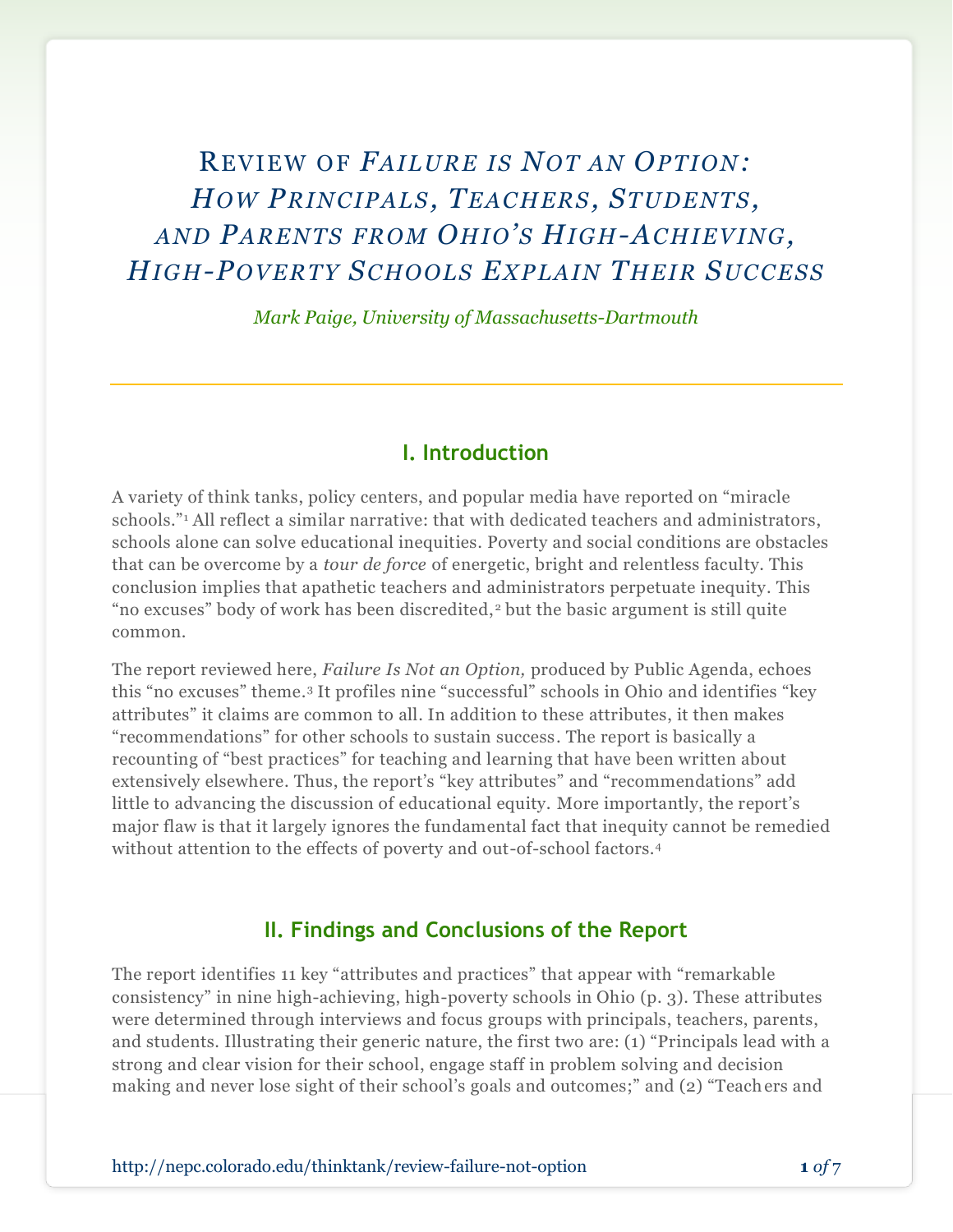# Review of *Failure is Not an Option: How Principals, Teachers, Students, and Parents from Ohio's High-Achieving, High-Poverty Schools Explain Their Success*

*Mark Paige, University of Massachusetts-Dartmouth*

## I. Introduction

A variety of think tanks, policy centers, and popular media have reported on "miracle schools."[1] All reflect a similar narrative: that with dedicated teachers and administrators, schools alone can solve educational inequities. Poverty and social conditions are obstacles that can be overcome by a *tour de force* of energetic, bright and relentless faculty. This conclusion implies that apathetic teachers and administrators perpetuate inequity. This "no excuses" body of work has been discredited,[2] but the basic argument is still quite common.

The report reviewed here, *Failure Is Not an Option,* produced by Public Agenda, echoes this "no excuses" theme.[3] It profiles nine "successful" schools in Ohio and identifies "key attributes" it claims are common to all. In addition to these attributes, it then makes "recommendations" for other schools to sustain success. The report is basically a recounting of "best practices" for teaching and learning that have been written about extensively elsewhere. Thus, the report's "key attributes" and "recommendations" add little to advancing the discussion of educational equity. More importantly, the report's major flaw is that it largely ignores the fundamental fact that inequity cannot be remedied without attention to the effects of poverty and out-of-school factors.[4]

## II. Findings and Conclusions of the Report

The report identifies 11 key "attributes and practices" that appear with "remarkable consistency" in nine high-achieving, high-poverty schools in Ohio (p. 3). These attributes were determined through interviews and focus groups with principals, teachers, parents, and students. Illustrating their generic nature, the first two are: (1) "Principals lead with a strong and clear vision for their school, engage staff in problem solving and decision making and never lose sight of their school's goals and outcomes;" and (2) "Teachers and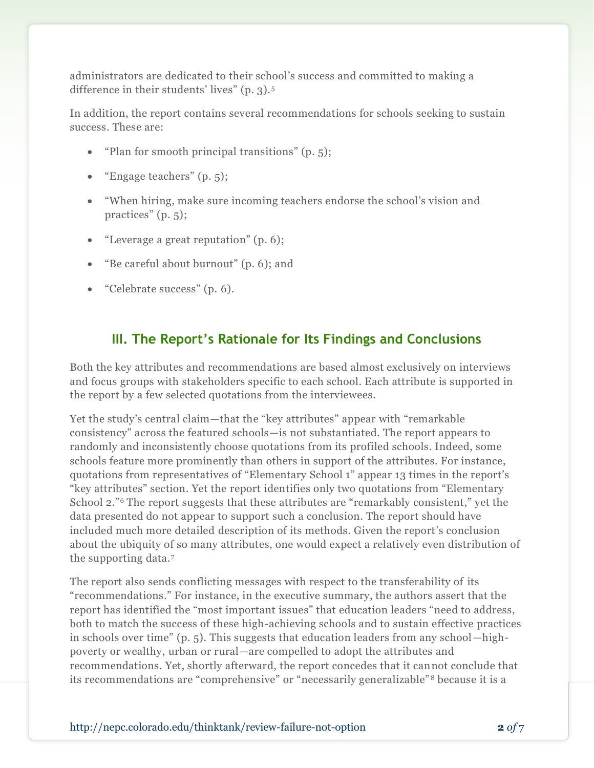administrators are dedicated to their school's success and committed to making a difference in their students' lives" (p. 3).[5]

In addition, the report contains several recommendations for schools seeking to sustain success. These are:

- "Plan for smooth principal transitions" (p. 5);
- "Engage teachers" (p. 5);
- "When hiring, make sure incoming teachers endorse the school's vision and practices" (p. 5);
- "Leverage a great reputation" (p. 6);
- "Be careful about burnout" (p. 6); and
- "Celebrate success" (p. 6).

## III. The Report's Rationale for Its Findings and Conclusions

Both the key attributes and recommendations are based almost exclusively on interviews and focus groups with stakeholders specific to each school. Each attribute is supported in the report by a few selected quotations from the interviewees.

Yet the study's central claim—that the "key attributes" appear with "remarkable consistency" across the featured schools—is not substantiated. The report appears to randomly and inconsistently choose quotations from its profiled schools. Indeed, some schools feature more prominently than others in support of the attributes. For instance, quotations from representatives of "Elementary School 1" appear 13 times in the report's "key attributes" section. Yet the report identifies only two quotations from "Elementary School 2."[6] The report suggests that these attributes are "remarkably consistent," yet the data presented do not appear to support such a conclusion. The report should have included much more detailed description of its methods. Given the report's conclusion about the ubiquity of so many attributes, one would expect a relatively even distribution of the supporting data.[7]

The report also sends conflicting messages with respect to the transferability of its "recommendations." For instance, in the executive summary, the authors assert that the report has identified the "most important issues" that education leaders "need to address, both to match the success of these high-achieving schools and to sustain effective practices in schools over time" (p. 5). This suggests that education leaders from any school—high-poverty or wealthy, urban or rural—are compelled to adopt the attributes and recommendations. Yet, shortly afterward, the report concedes that it cannot conclude that its recommendations are "comprehensive" or "necessarily generalizable"[8] because it is a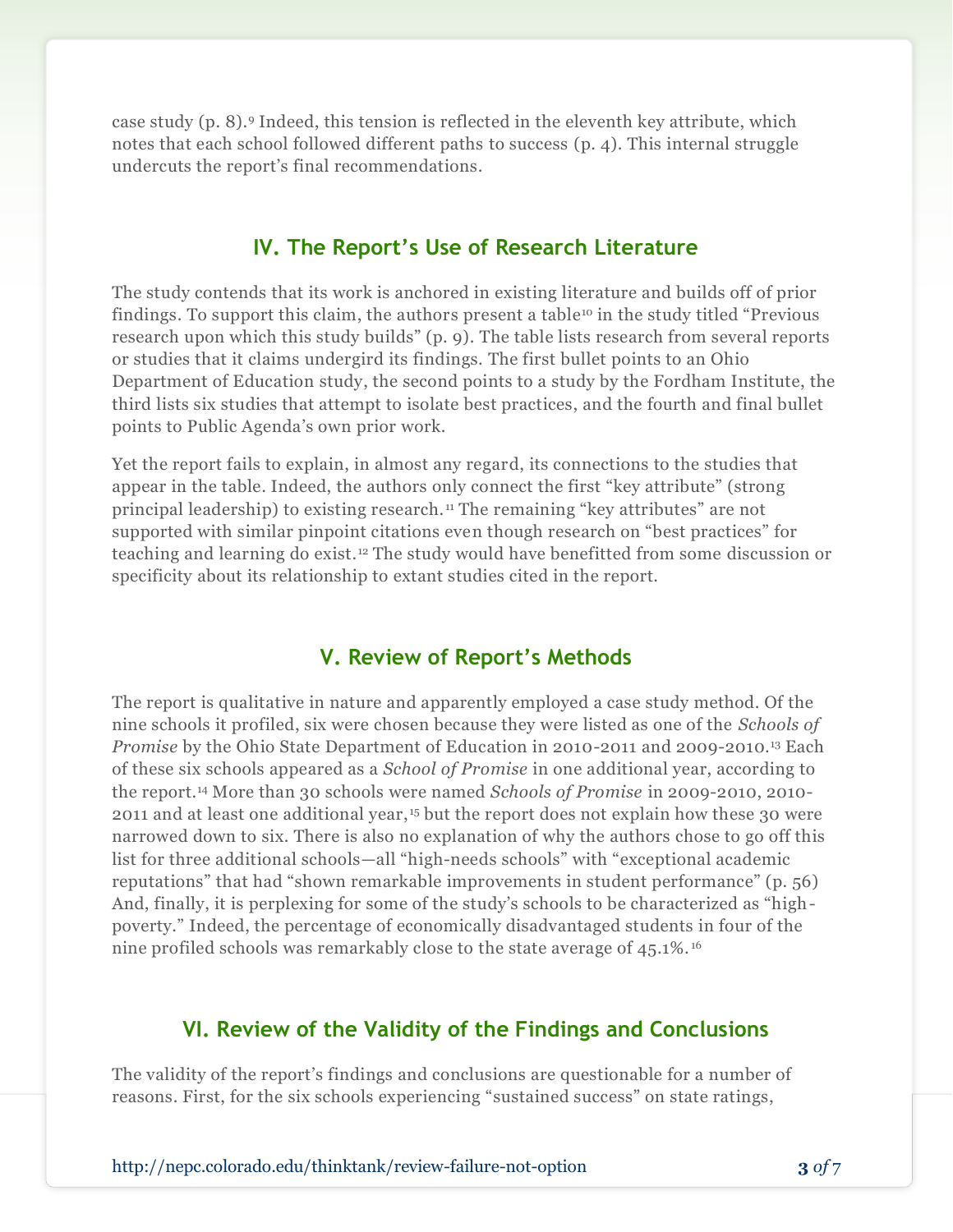case study (p. 8).[9] Indeed, this tension is reflected in the eleventh key attribute, which notes that each school followed different paths to success (p. 4). This internal struggle undercuts the report's final recommendations.

## IV. The Report's Use of Research Literature

The study contends that its work is anchored in existing literature and builds off of prior findings. To support this claim, the authors present a table[10] in the study titled "Previous research upon which this study builds" (p. 9). The table lists research from several reports or studies that it claims undergird its findings. The first bullet points to an Ohio Department of Education study, the second points to a study by the Fordham Institute, the third lists six studies that attempt to isolate best practices, and the fourth and final bullet points to Public Agenda's own prior work.

Yet the report fails to explain, in almost any regard, its connections to the studies that appear in the table. Indeed, the authors only connect the first "key attribute" (strong principal leadership) to existing research.[11] The remaining "key attributes" are not supported with similar pinpoint citations even though research on "best practices" for teaching and learning do exist.[12] The study would have benefitted from some discussion or specificity about its relationship to extant studies cited in the report.

## V. Review of Report's Methods

The report is qualitative in nature and apparently employed a case study method. Of the nine schools it profiled, six were chosen because they were listed as one of the *Schools of Promise* by the Ohio State Department of Education in 2010-2011 and 2009-2010.[13] Each of these six schools appeared as a *School of Promise* in one additional year, according to the report.[14] More than 30 schools were named *Schools of Promise* in 2009-2010, 2010-2011 and at least one additional year,[15] but the report does not explain how these 30 were narrowed down to six. There is also no explanation of why the authors chose to go off this list for three additional schools—all "high-needs schools" with "exceptional academic reputations" that had "shown remarkable improvements in student performance" (p. 56) And, finally, it is perplexing for some of the study's schools to be characterized as "high-poverty." Indeed, the percentage of economically disadvantaged students in four of the nine profiled schools was remarkably close to the state average of 45.1%.[16]

## VI. Review of the Validity of the Findings and Conclusions

The validity of the report's findings and conclusions are questionable for a number of reasons. First, for the six schools experiencing "sustained success" on state ratings,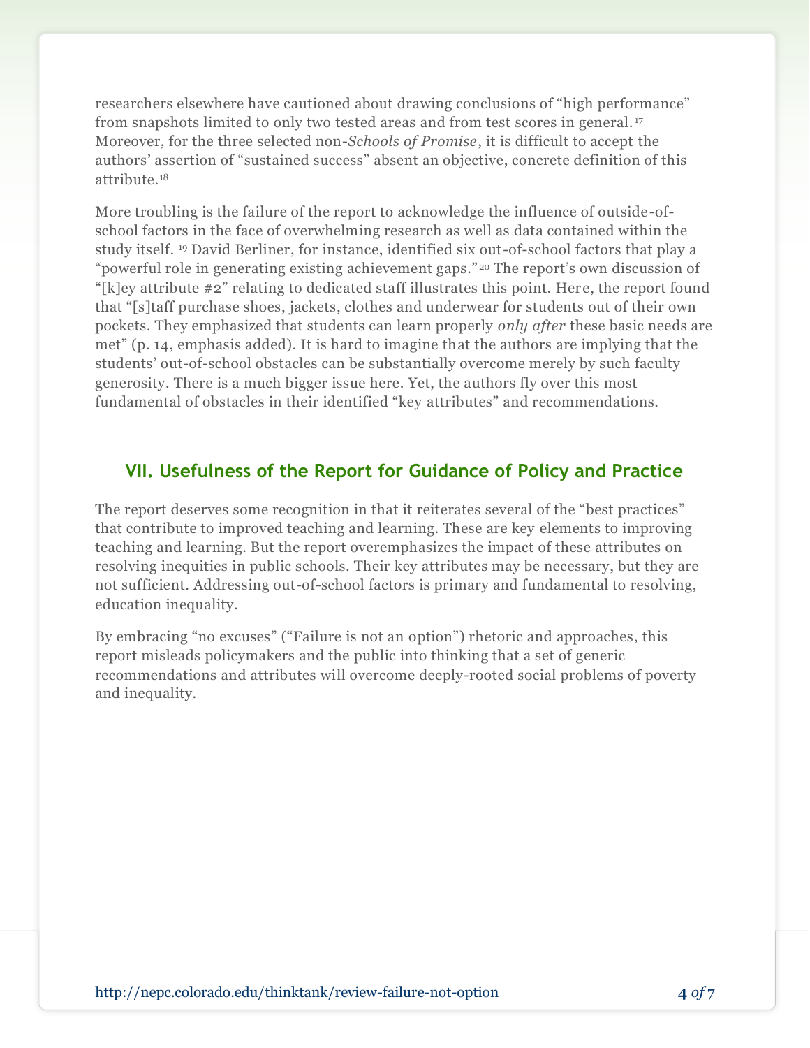researchers elsewhere have cautioned about drawing conclusions of "high performance" from snapshots limited to only two tested areas and from test scores in general.[17] Moreover, for the three selected non-*Schools of Promise*, it is difficult to accept the authors' assertion of "sustained success" absent an objective, concrete definition of this attribute.[18]

More troubling is the failure of the report to acknowledge the influence of outside-of-school factors in the face of overwhelming research as well as data contained within the study itself. [19] David Berliner, for instance, identified six out-of-school factors that play a "powerful role in generating existing achievement gaps."[20] The report's own discussion of "[k]ey attribute #2" relating to dedicated staff illustrates this point. Here, the report found that "[s]taff purchase shoes, jackets, clothes and underwear for students out of their own pockets. They emphasized that students can learn properly *only after* these basic needs are met" (p. 14, emphasis added). It is hard to imagine that the authors are implying that the students' out-of-school obstacles can be substantially overcome merely by such faculty generosity. There is a much bigger issue here. Yet, the authors fly over this most fundamental of obstacles in their identified "key attributes" and recommendations.

## VII. Usefulness of the Report for Guidance of Policy and Practice

The report deserves some recognition in that it reiterates several of the "best practices" that contribute to improved teaching and learning. These are key elements to improving teaching and learning. But the report overemphasizes the impact of these attributes on resolving inequities in public schools. Their key attributes may be necessary, but they are not sufficient. Addressing out-of-school factors is primary and fundamental to resolving, education inequality.

By embracing "no excuses" ("Failure is not an option") rhetoric and approaches, this report misleads policymakers and the public into thinking that a set of generic recommendations and attributes will overcome deeply-rooted social problems of poverty and inequality.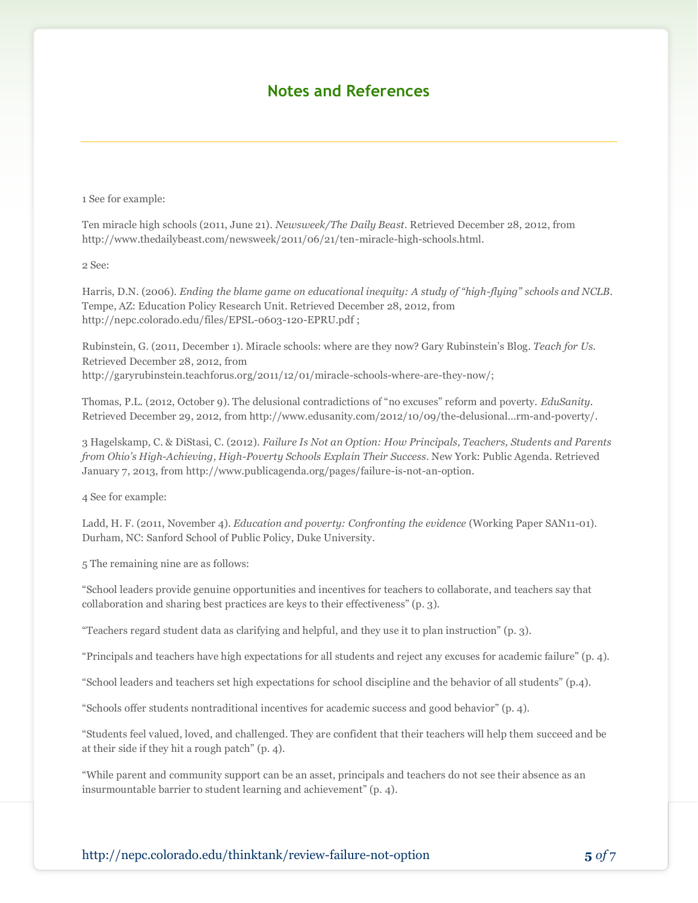## Notes and References

1 See for example:

Ten miracle high schools (2011, June 21). *Newsweek/The Daily Beast*. Retrieved December 28, 2012, from http://www.thedailybeast.com/newsweek/2011/06/21/ten-miracle-high-schools.html.

2 See:

Harris, D.N. (2006). *Ending the blame game on educational inequity: A study of "high-flying" schools and NCLB*. Tempe, AZ: Education Policy Research Unit. Retrieved December 28, 2012, from http://nepc.colorado.edu/files/EPSL-0603-120-EPRU.pdf ;

Rubinstein, G. (2011, December 1). Miracle schools: where are they now? Gary Rubinstein's Blog. *Teach for Us.* Retrieved December 28, 2012, from http://garyrubinstein.teachforus.org/2011/12/01/miracle-schools-where-are-they-now/;

Thomas, P.L. (2012, October 9). The delusional contradictions of "no excuses" reform and poverty. *EduSanity*. Retrieved December 29, 2012, from http://www.edusanity.com/2012/10/09/the-delusional...rm-and-poverty/.

3 Hagelskamp, C. & DiStasi, C. (2012). *Failure Is Not an Option: How Principals, Teachers, Students and Parents from Ohio's High-Achieving, High-Poverty Schools Explain Their Success*. New York: Public Agenda. Retrieved January 7, 2013, from http://www.publicagenda.org/pages/failure-is-not-an-option.

4 See for example:

Ladd, H. F. (2011, November 4). *Education and poverty: Confronting the evidence* (Working Paper SAN11-01). Durham, NC: Sanford School of Public Policy, Duke University.

5 The remaining nine are as follows:

"School leaders provide genuine opportunities and incentives for teachers to collaborate, and teachers say that collaboration and sharing best practices are keys to their effectiveness" (p. 3).

"Teachers regard student data as clarifying and helpful, and they use it to plan instruction" (p. 3).

"Principals and teachers have high expectations for all students and reject any excuses for academic failure" (p. 4).

"School leaders and teachers set high expectations for school discipline and the behavior of all students" (p.4).

"Schools offer students nontraditional incentives for academic success and good behavior" (p. 4).

"Students feel valued, loved, and challenged. They are confident that their teachers will help them succeed and be at their side if they hit a rough patch" (p. 4).

"While parent and community support can be an asset, principals and teachers do not see their absence as an insurmountable barrier to student learning and achievement" (p. 4).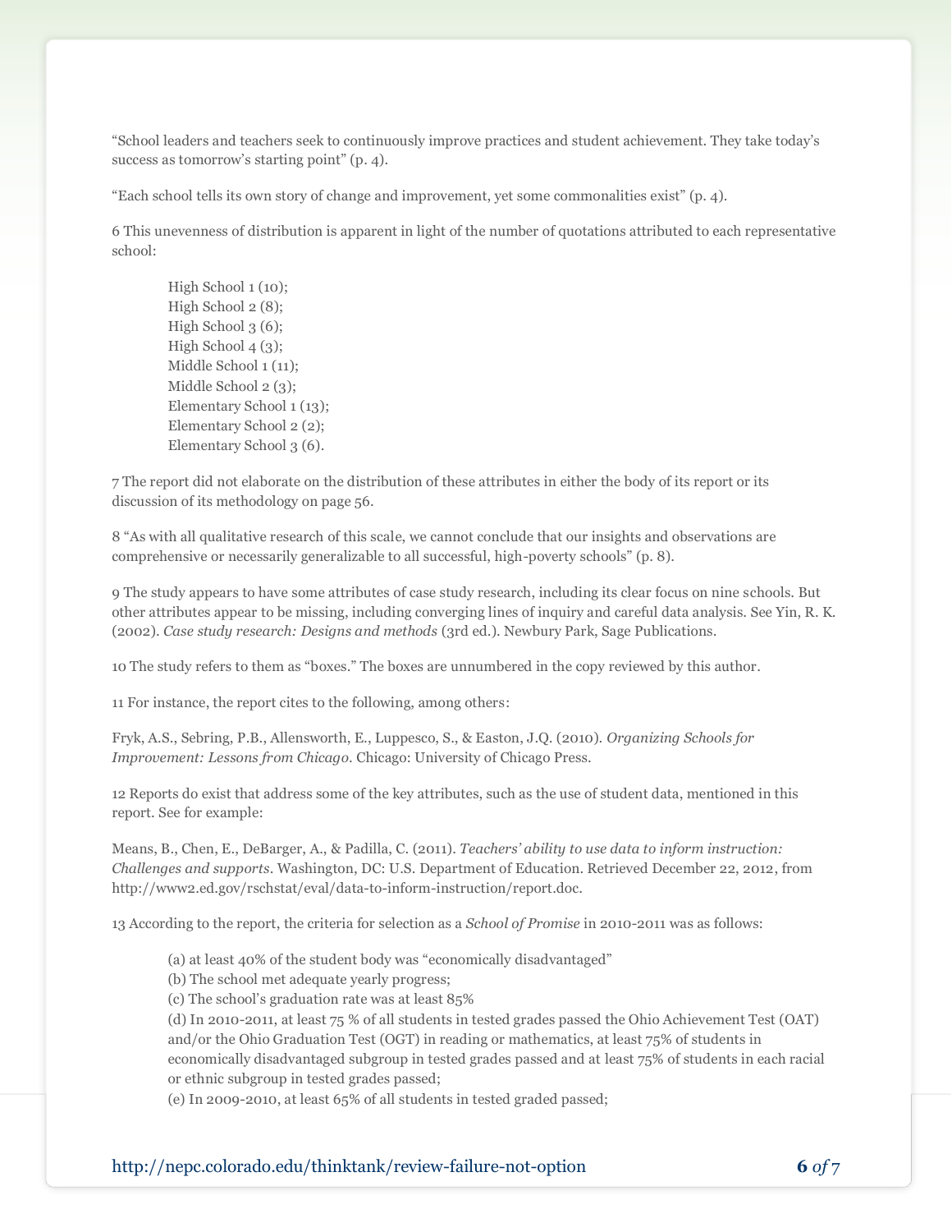"School leaders and teachers seek to continuously improve practices and student achievement. They take today's success as tomorrow's starting point" (p. 4).

"Each school tells its own story of change and improvement, yet some commonalities exist" (p. 4).

6 This unevenness of distribution is apparent in light of the number of quotations attributed to each representative school:

> High School 1 (10);
> High School 2 (8);
> High School 3 (6);
> High School 4 (3);
> Middle School 1 (11);
> Middle School 2 (3);
> Elementary School 1 (13);
> Elementary School 2 (2);
> Elementary School 3 (6).

7 The report did not elaborate on the distribution of these attributes in either the body of its report or its discussion of its methodology on page 56.

8 "As with all qualitative research of this scale, we cannot conclude that our insights and observations are comprehensive or necessarily generalizable to all successful, high-poverty schools" (p. 8).

9 The study appears to have some attributes of case study research, including its clear focus on nine schools. But other attributes appear to be missing, including converging lines of inquiry and careful data analysis. See Yin, R. K. (2002). *Case study research: Designs and methods* (3rd ed.). Newbury Park, Sage Publications.

10 The study refers to them as "boxes." The boxes are unnumbered in the copy reviewed by this author.

11 For instance, the report cites to the following, among others:

Fryk, A.S., Sebring, P.B., Allensworth, E., Luppesco, S., & Easton, J.Q. (2010). *Organizing Schools for Improvement: Lessons from Chicago*. Chicago: University of Chicago Press.

12 Reports do exist that address some of the key attributes, such as the use of student data, mentioned in this report. See for example:

Means, B., Chen, E., DeBarger, A., & Padilla, C. (2011). *Teachers' ability to use data to inform instruction: Challenges and supports*. Washington, DC: U.S. Department of Education. Retrieved December 22, 2012, from http://www2.ed.gov/rschstat/eval/data-to-inform-instruction/report.doc.

13 According to the report, the criteria for selection as a *School of Promise* in 2010-2011 was as follows:

> (a) at least 40% of the student body was "economically disadvantaged"
> (b) The school met adequate yearly progress;
> (c) The school's graduation rate was at least 85%
> (d) In 2010-2011, at least 75 % of all students in tested grades passed the Ohio Achievement Test (OAT) and/or the Ohio Graduation Test (OGT) in reading or mathematics, at least 75% of students in economically disadvantaged subgroup in tested grades passed and at least 75% of students in each racial or ethnic subgroup in tested grades passed;
> (e) In 2009-2010, at least 65% of all students in tested graded passed;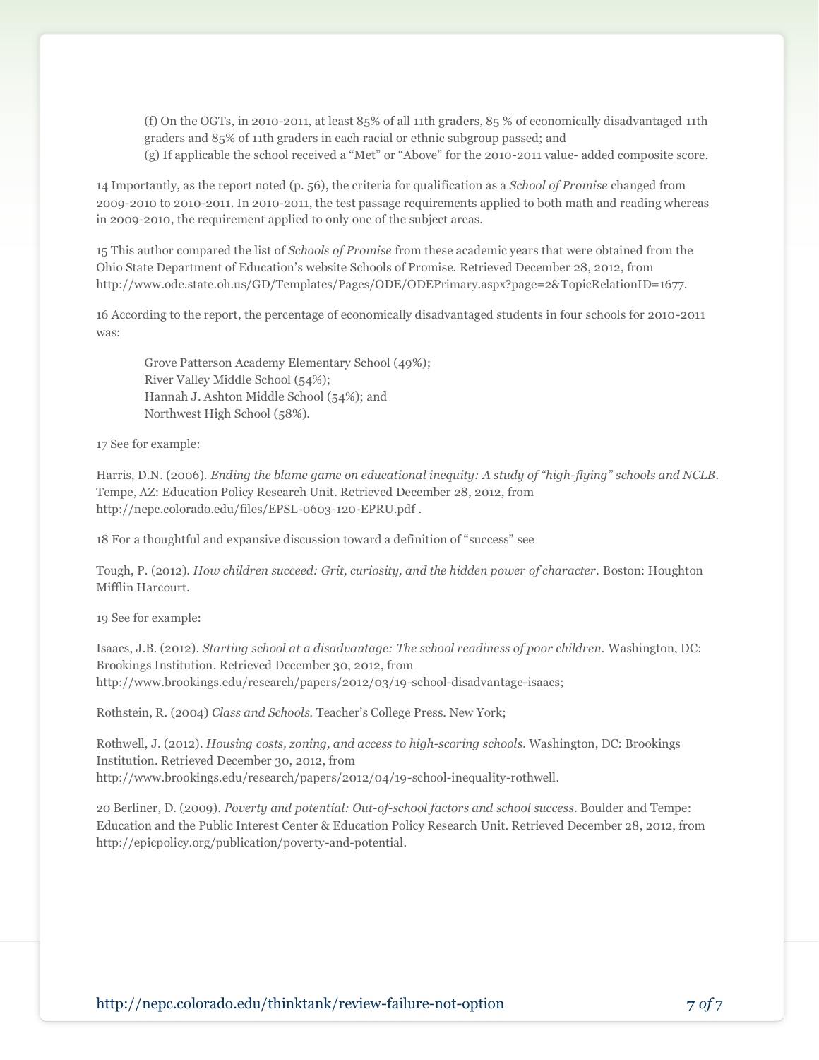(f) On the OGTs, in 2010-2011, at least 85% of all 11th graders, 85 % of economically disadvantaged 11th graders and 85% of 11th graders in each racial or ethnic subgroup passed; and

(g) If applicable the school received a “Met” or “Above” for the 2010-2011 value- added composite score.

14 Importantly, as the report noted (p. 56), the criteria for qualification as a *School of Promise* changed from 2009-2010 to 2010-2011. In 2010-2011, the test passage requirements applied to both math and reading whereas in 2009-2010, the requirement applied to only one of the subject areas.

15 This author compared the list of *Schools of Promise* from these academic years that were obtained from the Ohio State Department of Education’s website Schools of Promise. Retrieved December 28, 2012, from http://www.ode.state.oh.us/GD/Templates/Pages/ODE/ODEPrimary.aspx?page=2&TopicRelationID=1677.

16 According to the report, the percentage of economically disadvantaged students in four schools for 2010-2011 was:

Grove Patterson Academy Elementary School (49%);
River Valley Middle School (54%);
Hannah J. Ashton Middle School (54%); and
Northwest High School (58%).

17 See for example:

Harris, D.N. (2006). *Ending the blame game on educational inequity: A study of “high-flying” schools and NCLB*. Tempe, AZ: Education Policy Research Unit. Retrieved December 28, 2012, from http://nepc.colorado.edu/files/EPSL-0603-120-EPRU.pdf .

18 For a thoughtful and expansive discussion toward a definition of “success” see

Tough, P. (2012). *How children succeed: Grit, curiosity, and the hidden power of character*. Boston: Houghton Mifflin Harcourt.

19 See for example:

Isaacs, J.B. (2012). *Starting school at a disadvantage: The school readiness of poor children*. Washington, DC: Brookings Institution. Retrieved December 30, 2012, from http://www.brookings.edu/research/papers/2012/03/19-school-disadvantage-isaacs;

Rothstein, R. (2004) *Class and Schools*. Teacher’s College Press. New York;

Rothwell, J. (2012). *Housing costs, zoning, and access to high-scoring schools*. Washington, DC: Brookings Institution. Retrieved December 30, 2012, from http://www.brookings.edu/research/papers/2012/04/19-school-inequality-rothwell.

20 Berliner, D. (2009). *Poverty and potential: Out-of-school factors and school success*. Boulder and Tempe: Education and the Public Interest Center & Education Policy Research Unit. Retrieved December 28, 2012, from http://epicpolicy.org/publication/poverty-and-potential.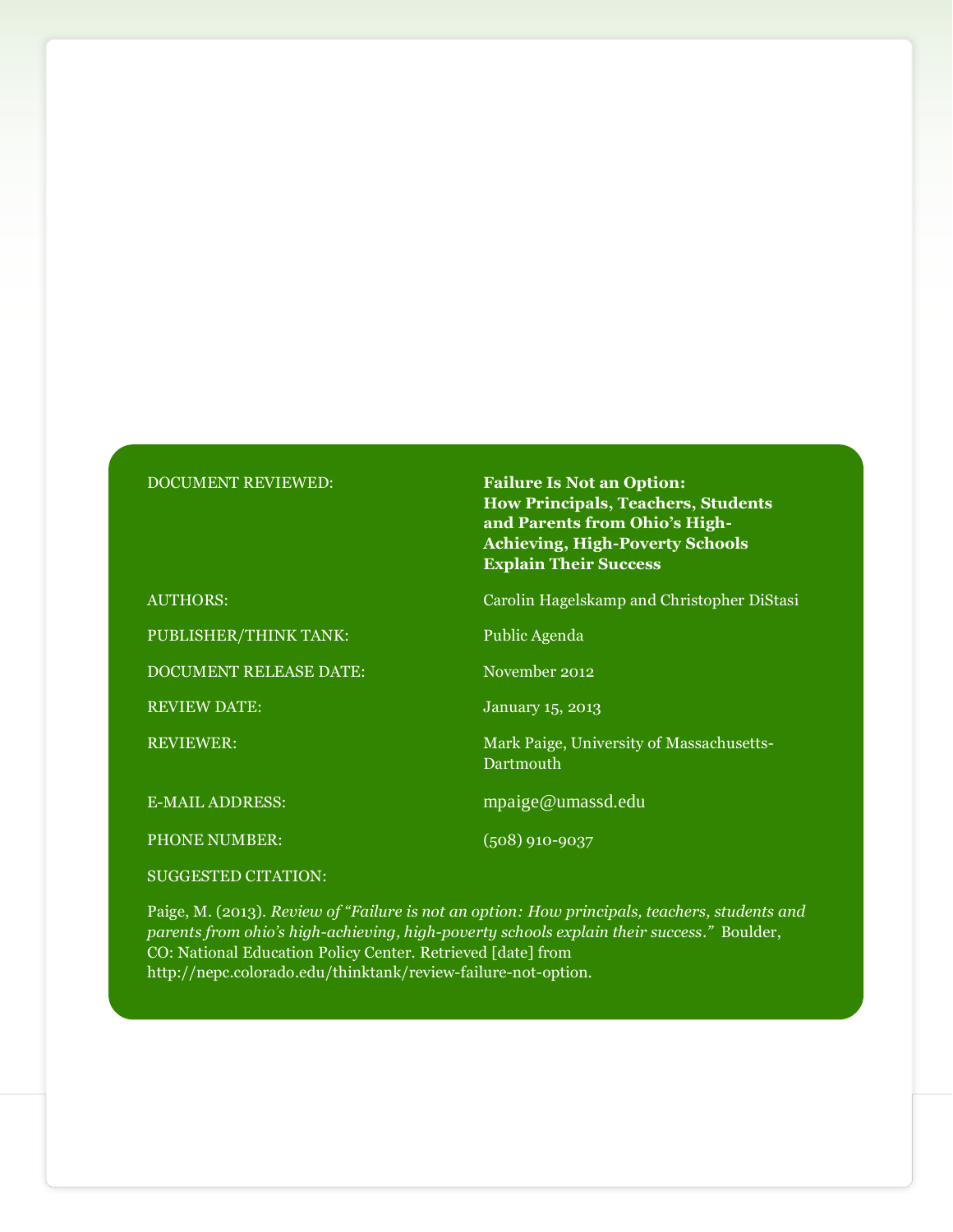| | |
|---|---|
| DOCUMENT REVIEWED: | **Failure Is Not an Option: How Principals, Teachers, Students and Parents from Ohio's High-Achieving, High-Poverty Schools Explain Their Success** |
| AUTHORS: | Carolin Hagelskamp and Christopher DiStasi |
| PUBLISHER/THINK TANK: | Public Agenda |
| DOCUMENT RELEASE DATE: | November 2012 |
| REVIEW DATE: | January 15, 2013 |
| REVIEWER: | Mark Paige, University of Massachusetts-Dartmouth |
| E-MAIL ADDRESS: | mpaige@umassd.edu |
| PHONE NUMBER: | (508) 910-9037 |

SUGGESTED CITATION:

Paige, M. (2013). *Review of "Failure is not an option: How principals, teachers, students and parents from ohio's high-achieving, high-poverty schools explain their success."* Boulder, CO: National Education Policy Center. Retrieved [date] from http://nepc.colorado.edu/thinktank/review-failure-not-option.